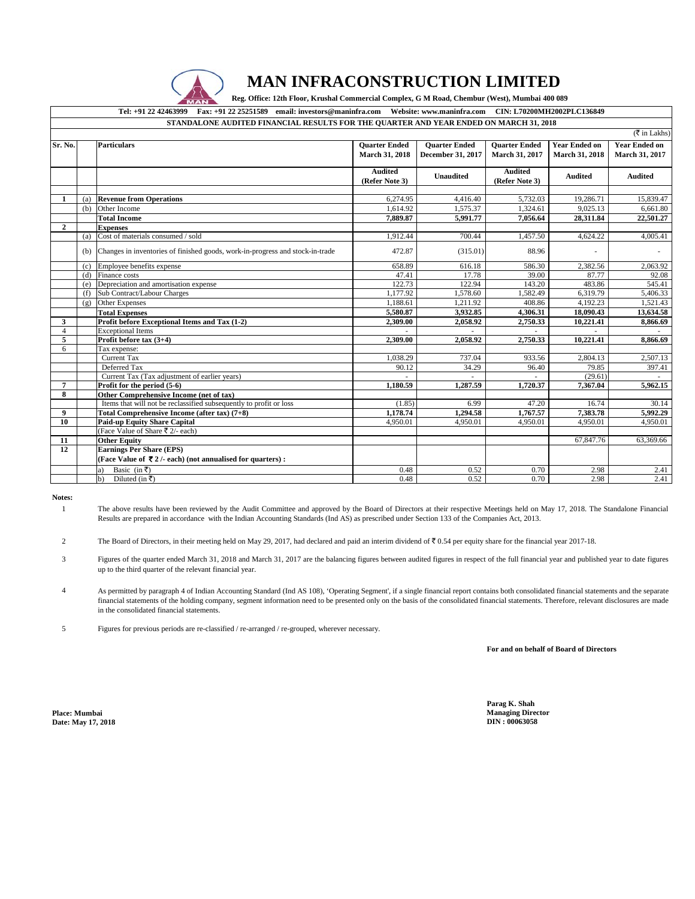# MAN INFRACONSTRUCTION LIMITED

**Reg. Office: 12th Floor, Krushal Commercial Complex, G M Road, Chembur (West), Mumbai 400 089**

**Tel: +91 22 42463999 Fax: +91 22 25251589 email: investors@maninfra.com Website: www.maninfra.com CIN: L70200MH2002PLC136849**

**STANDALONE AUDITED FINANCIAL RESULTS FOR THE QUARTER AND YEAR ENDED ON MARCH 31, 2018**

(₹ in Lakhs)

| Sr. No. | | Particulars | Quarter Ended March 31, 2018 | Quarter Ended December 31, 2017 | Quarter Ended March 31, 2017 | Year Ended on March 31, 2018 | Year Ended on March 31, 2017 |
|---|---|---|---|---|---|---|---|
| | | | Audited (Refer Note 3) | Unaudited | Audited (Refer Note 3) | Audited | Audited |
| **1** | (a) | **Revenue from Operations** | 6,274.95 | 4,416.40 | 5,732.03 | 19,286.71 | 15,839.47 |
| | (b) | Other Income | 1,614.92 | 1,575.37 | 1,324.61 | 9,025.13 | 6,661.80 |
| | | **Total Income** | **7,889.87** | **5,991.77** | **7,056.64** | **28,311.84** | **22,501.27** |
| **2** | | **Expenses** | | | | | |
| | (a) | Cost of materials consumed / sold | 1,912.44 | 700.44 | 1,457.50 | 4,624.22 | 4,005.41 |
| | (b) | Changes in inventories of finished goods, work-in-progress and stock-in-trade | 472.87 | (315.01) | 88.96 | - | - |
| | (c) | Employee benefits expense | 658.89 | 616.18 | 586.30 | 2,382.56 | 2,063.92 |
| | (d) | Finance costs | 47.41 | 17.78 | 39.00 | 87.77 | 92.08 |
| | (e) | Depreciation and amortisation expense | 122.73 | 122.94 | 143.20 | 483.86 | 545.41 |
| | (f) | Sub Contract/Labour Charges | 1,177.92 | 1,578.60 | 1,582.49 | 6,319.79 | 5,406.33 |
| | (g) | Other Expenses | 1,188.61 | 1,211.92 | 408.86 | 4,192.23 | 1,521.43 |
| | | **Total Expenses** | **5,580.87** | **3,932.85** | **4,306.31** | **18,090.43** | **13,634.58** |
| **3** | | **Profit before Exceptional Items and Tax (1-2)** | **2,309.00** | **2,058.92** | **2,750.33** | **10,221.41** | **8,866.69** |
| 4 | | Exceptional Items | - | - | - | - | - |
| **5** | | **Profit before tax (3+4)** | **2,309.00** | **2,058.92** | **2,750.33** | **10,221.41** | **8,866.69** |
| 6 | | Tax expense: | | | | | |
| | | Current Tax | 1,038.29 | 737.04 | 933.56 | 2,804.13 | 2,507.13 |
| | | Deferred Tax | 90.12 | 34.29 | 96.40 | 79.85 | 397.41 |
| | | Current Tax (Tax adjustment of earlier years) | - | - | - | (29.61) | - |
| **7** | | **Profit for the period (5-6)** | **1,180.59** | **1,287.59** | **1,720.37** | **7,367.04** | **5,962.15** |
| **8** | | **Other Comprehensive Income (net of tax)** | | | | | |
| | | Items that will not be reclassified subsequently to profit or loss | (1.85) | 6.99 | 47.20 | 16.74 | 30.14 |
| **9** | | **Total Comprehensive Income (after tax) (7+8)** | **1,178.74** | **1,294.58** | **1,767.57** | **7,383.78** | **5,992.29** |
| **10** | | **Paid-up Equity Share Capital** | 4,950.01 | 4,950.01 | 4,950.01 | 4,950.01 | 4,950.01 |
| | | (Face Value of Share ₹ 2/- each) | | | | | |
| **11** | | **Other Equity** | | | | 67,847.76 | 63,369.66 |
| **12** | | **Earnings Per Share (EPS)** **(Face Value of ₹ 2 /- each) (not annualised for quarters) :** | | | | | |
| | | a) Basic (in ₹) | 0.48 | 0.52 | 0.70 | 2.98 | 2.41 |
| | | b) Diluted (in ₹) | 0.48 | 0.52 | 0.70 | 2.98 | 2.41 |

**Notes:**

1. The above results have been reviewed by the Audit Committee and approved by the Board of Directors at their respective Meetings held on May 17, 2018. The Standalone Financial Results are prepared in accordance with the Indian Accounting Standards (Ind AS) as prescribed under Section 133 of the Companies Act, 2013.

2. The Board of Directors, in their meeting held on May 29, 2017, had declared and paid an interim dividend of ₹ 0.54 per equity share for the financial year 2017-18.

3. Figures of the quarter ended March 31, 2018 and March 31, 2017 are the balancing figures between audited figures in respect of the full financial year and published year to date figures up to the third quarter of the relevant financial year.

4. As permitted by paragraph 4 of Indian Accounting Standard (Ind AS 108), 'Operating Segment', if a single financial report contains both consolidated financial statements and the separate financial statements of the holding company, segment information need to be presented only on the basis of the consolidated financial statements. Therefore, relevant disclosures are made in the consolidated financial statements.

5. Figures for previous periods are re-classified / re-arranged / re-grouped, wherever necessary.

**For and on behalf of Board of Directors**

**Parag K. Shah**
**Managing Director**
**DIN : 00063058**

**Place: Mumbai**
**Date: May 17, 2018**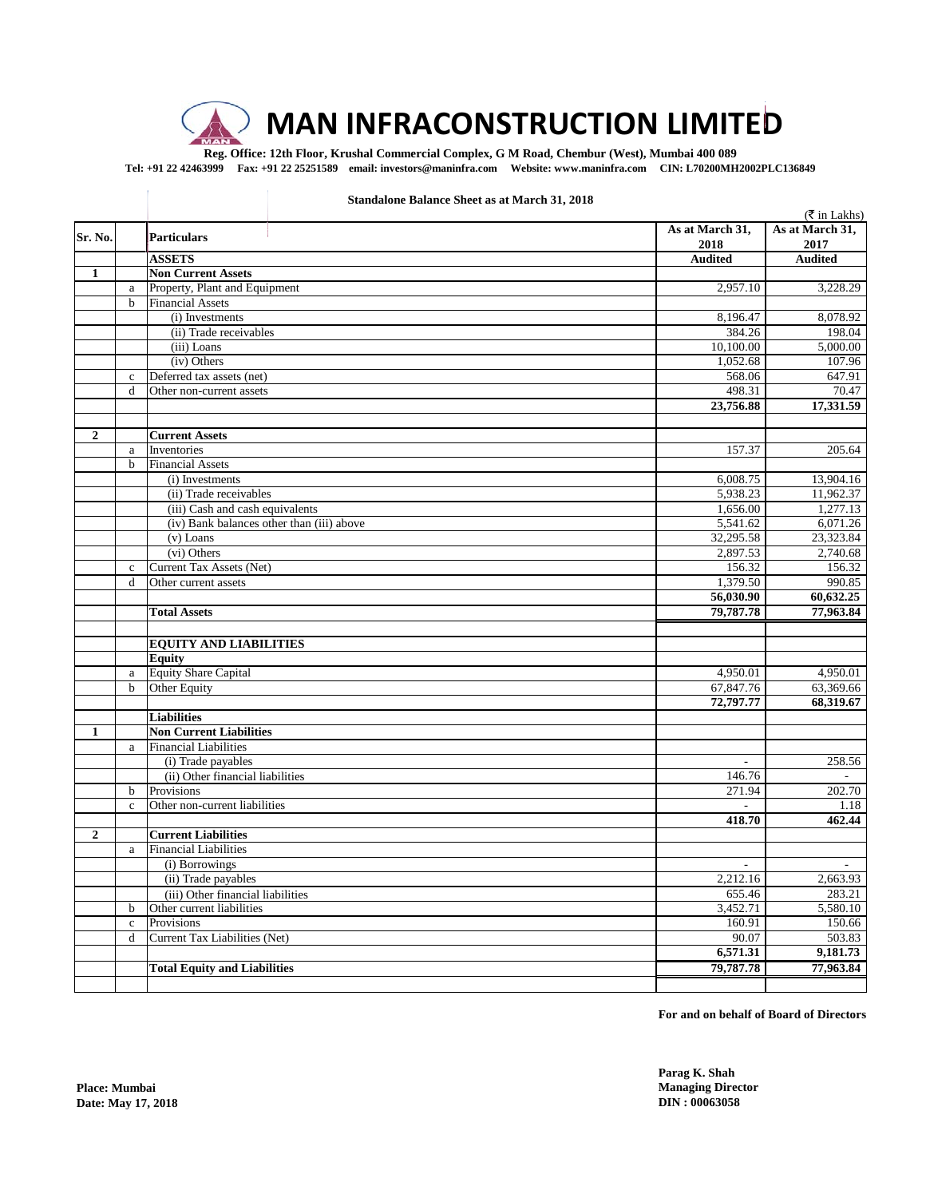# MAN INFRACONSTRUCTION LIMITED

**Reg. Office: 12th Floor, Krushal Commercial Complex, G M Road, Chembur (West), Mumbai 400 089**

**Tel: +91 22 42463999 Fax: +91 22 25251589 email: investors@maninfra.com Website: www.maninfra.com CIN: L70200MH2002PLC136849**

**Standalone Balance Sheet as at March 31, 2018**

(₹ in Lakhs)

| Sr. No. | | Particulars | As at March 31, 2018 | As at March 31, 2017 |
|---|---|---|---|---|
| | | **ASSETS** | **Audited** | **Audited** |
| **1** | | **Non Current Assets** | | |
| | a | Property, Plant and Equipment | 2,957.10 | 3,228.29 |
| | b | Financial Assets | | |
| | | (i) Investments | 8,196.47 | 8,078.92 |
| | | (ii) Trade receivables | 384.26 | 198.04 |
| | | (iii) Loans | 10,100.00 | 5,000.00 |
| | | (iv) Others | 1,052.68 | 107.96 |
| | c | Deferred tax assets (net) | 568.06 | 647.91 |
| | d | Other non-current assets | 498.31 | 70.47 |
| | | | **23,756.88** | **17,331.59** |
| | | | | |
| **2** | | **Current Assets** | | |
| | a | Inventories | 157.37 | 205.64 |
| | b | Financial Assets | | |
| | | (i) Investments | 6,008.75 | 13,904.16 |
| | | (ii) Trade receivables | 5,938.23 | 11,962.37 |
| | | (iii) Cash and cash equivalents | 1,656.00 | 1,277.13 |
| | | (iv) Bank balances other than (iii) above | 5,541.62 | 6,071.26 |
| | | (v) Loans | 32,295.58 | 23,323.84 |
| | | (vi) Others | 2,897.53 | 2,740.68 |
| | c | Current Tax Assets (Net) | 156.32 | 156.32 |
| | d | Other current assets | 1,379.50 | 990.85 |
| | | | **56,030.90** | **60,632.25** |
| | | **Total Assets** | **79,787.78** | **77,963.84** |
| | | | | |
| | | **EQUITY AND LIABILITIES** | | |
| | | **Equity** | | |
| | a | Equity Share Capital | 4,950.01 | 4,950.01 |
| | b | Other Equity | 67,847.76 | 63,369.66 |
| | | | **72,797.77** | **68,319.67** |
| | | **Liabilities** | | |
| **1** | | **Non Current Liabilities** | | |
| | a | Financial Liabilities | | |
| | | (i) Trade payables | - | 258.56 |
| | | (ii) Other financial liabilities | 146.76 | - |
| | b | Provisions | 271.94 | 202.70 |
| | c | Other non-current liabilities | - | 1.18 |
| | | | **418.70** | **462.44** |
| **2** | | **Current Liabilities** | | |
| | a | Financial Liabilities | | |
| | | (i) Borrowings | - | - |
| | | (ii) Trade payables | 2,212.16 | 2,663.93 |
| | | (iii) Other financial liabilities | 655.46 | 283.21 |
| | b | Other current liabilities | 3,452.71 | 5,580.10 |
| | c | Provisions | 160.91 | 150.66 |
| | d | Current Tax Liabilities (Net) | 90.07 | 503.83 |
| | | | **6,571.31** | **9,181.73** |
| | | **Total Equity and Liabilities** | **79,787.78** | **77,963.84** |

**For and on behalf of Board of Directors**

**Parag K. Shah**
**Managing Director**
**DIN : 00063058**

**Place: Mumbai**
**Date: May 17, 2018**